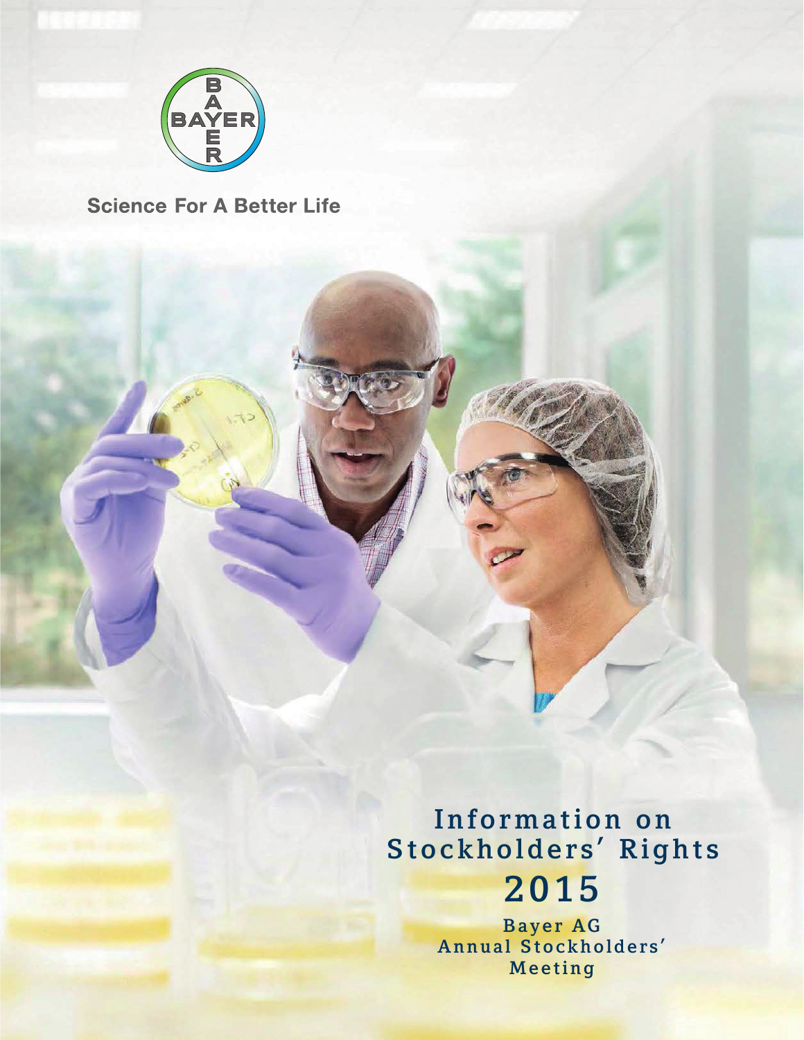BAYER

Science For A Better Life

# Information on Stockholders' Rights 2015

Bayer AG
Annual Stockholders' Meeting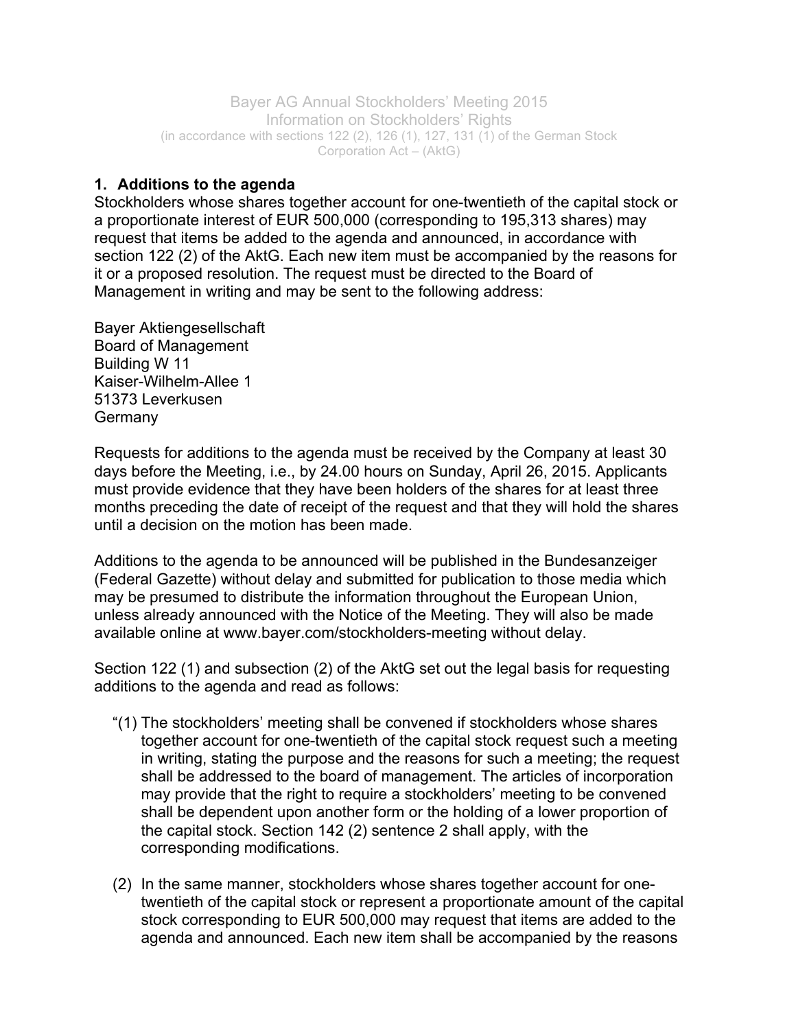Bayer AG Annual Stockholders' Meeting 2015
Information on Stockholders' Rights
(in accordance with sections 122 (2), 126 (1), 127, 131 (1) of the German Stock Corporation Act – (AktG)

## 1. Additions to the agenda

Stockholders whose shares together account for one-twentieth of the capital stock or a proportionate interest of EUR 500,000 (corresponding to 195,313 shares) may request that items be added to the agenda and announced, in accordance with section 122 (2) of the AktG. Each new item must be accompanied by the reasons for it or a proposed resolution. The request must be directed to the Board of Management in writing and may be sent to the following address:

Bayer Aktiengesellschaft
Board of Management
Building W 11
Kaiser-Wilhelm-Allee 1
51373 Leverkusen
Germany

Requests for additions to the agenda must be received by the Company at least 30 days before the Meeting, i.e., by 24.00 hours on Sunday, April 26, 2015. Applicants must provide evidence that they have been holders of the shares for at least three months preceding the date of receipt of the request and that they will hold the shares until a decision on the motion has been made.

Additions to the agenda to be announced will be published in the Bundesanzeiger (Federal Gazette) without delay and submitted for publication to those media which may be presumed to distribute the information throughout the European Union, unless already announced with the Notice of the Meeting. They will also be made available online at www.bayer.com/stockholders-meeting without delay.

Section 122 (1) and subsection (2) of the AktG set out the legal basis for requesting additions to the agenda and read as follows:

"(1) The stockholders' meeting shall be convened if stockholders whose shares together account for one-twentieth of the capital stock request such a meeting in writing, stating the purpose and the reasons for such a meeting; the request shall be addressed to the board of management. The articles of incorporation may provide that the right to require a stockholders' meeting to be convened shall be dependent upon another form or the holding of a lower proportion of the capital stock. Section 142 (2) sentence 2 shall apply, with the corresponding modifications.

(2) In the same manner, stockholders whose shares together account for one-twentieth of the capital stock or represent a proportionate amount of the capital stock corresponding to EUR 500,000 may request that items are added to the agenda and announced. Each new item shall be accompanied by the reasons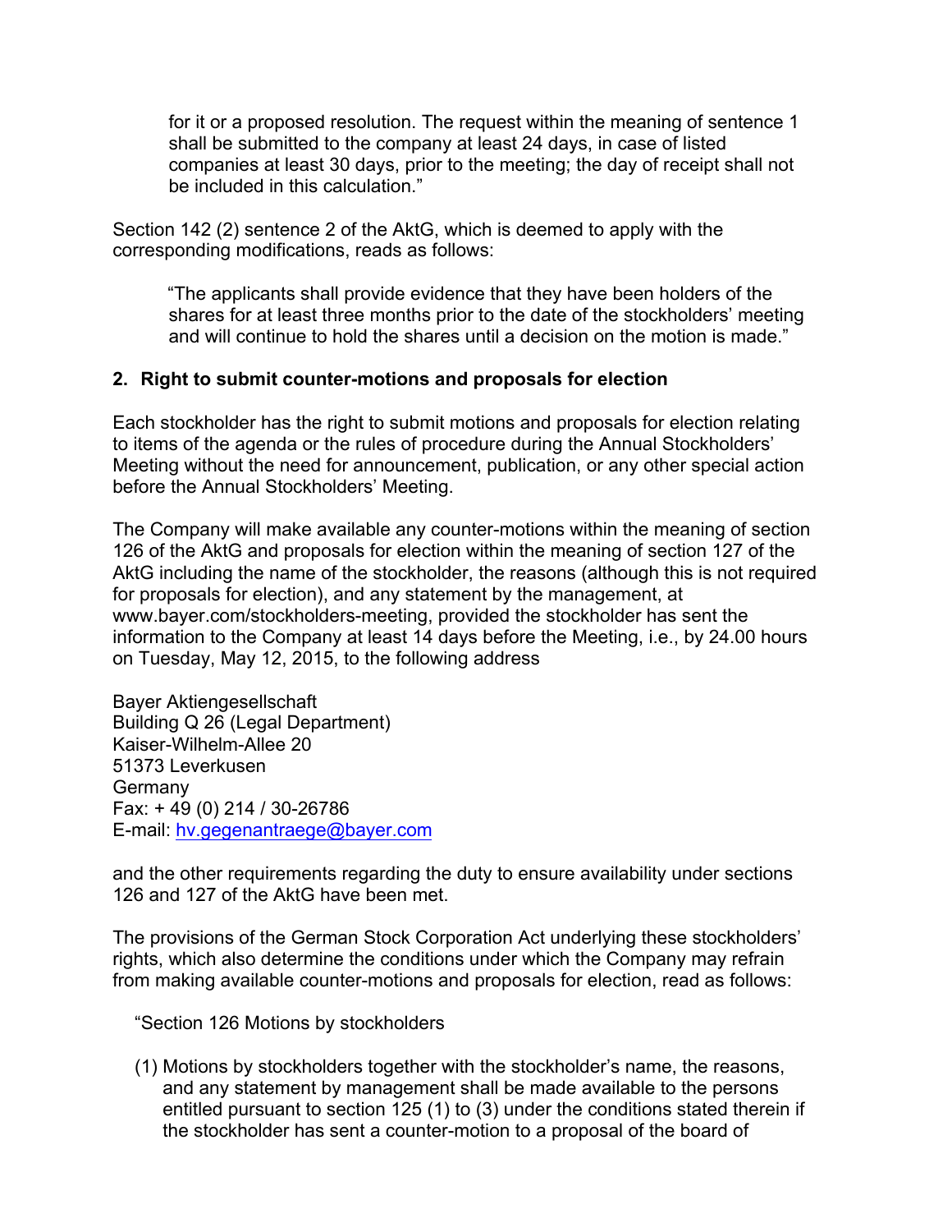for it or a proposed resolution. The request within the meaning of sentence 1 shall be submitted to the company at least 24 days, in case of listed companies at least 30 days, prior to the meeting; the day of receipt shall not be included in this calculation."

Section 142 (2) sentence 2 of the AktG, which is deemed to apply with the corresponding modifications, reads as follows:

> "The applicants shall provide evidence that they have been holders of the shares for at least three months prior to the date of the stockholders' meeting and will continue to hold the shares until a decision on the motion is made."

## 2. Right to submit counter-motions and proposals for election

Each stockholder has the right to submit motions and proposals for election relating to items of the agenda or the rules of procedure during the Annual Stockholders' Meeting without the need for announcement, publication, or any other special action before the Annual Stockholders' Meeting.

The Company will make available any counter-motions within the meaning of section 126 of the AktG and proposals for election within the meaning of section 127 of the AktG including the name of the stockholder, the reasons (although this is not required for proposals for election), and any statement by the management, at www.bayer.com/stockholders-meeting, provided the stockholder has sent the information to the Company at least 14 days before the Meeting, i.e., by 24.00 hours on Tuesday, May 12, 2015, to the following address

Bayer Aktiengesellschaft
Building Q 26 (Legal Department)
Kaiser-Wilhelm-Allee 20
51373 Leverkusen
Germany
Fax: + 49 (0) 214 / 30-26786
E-mail: hv.gegenantraege@bayer.com

and the other requirements regarding the duty to ensure availability under sections 126 and 127 of the AktG have been met.

The provisions of the German Stock Corporation Act underlying these stockholders' rights, which also determine the conditions under which the Company may refrain from making available counter-motions and proposals for election, read as follows:

"Section 126 Motions by stockholders

(1) Motions by stockholders together with the stockholder's name, the reasons, and any statement by management shall be made available to the persons entitled pursuant to section 125 (1) to (3) under the conditions stated therein if the stockholder has sent a counter-motion to a proposal of the board of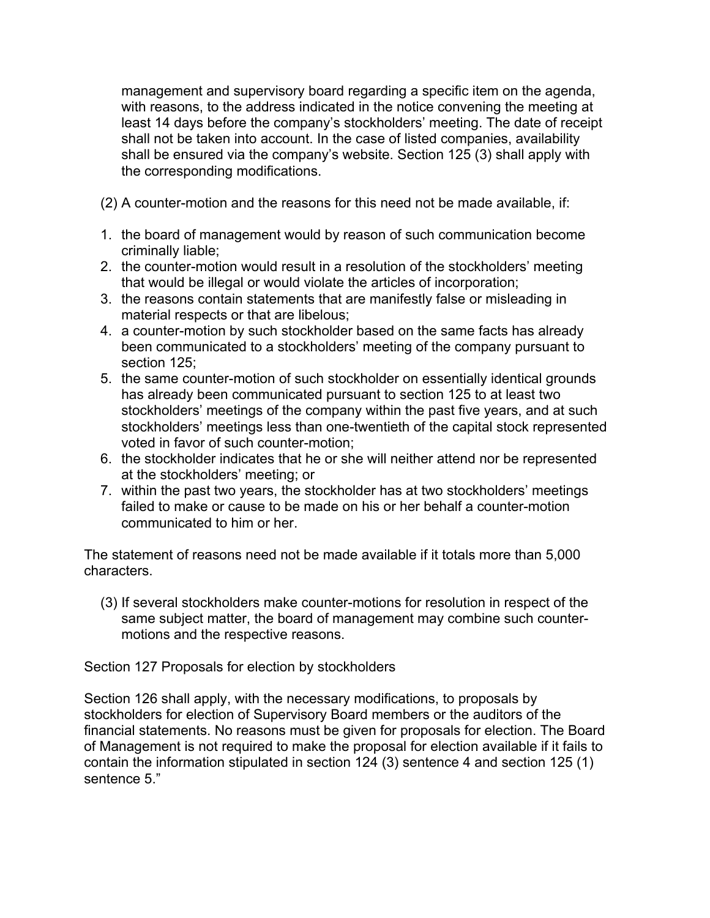management and supervisory board regarding a specific item on the agenda, with reasons, to the address indicated in the notice convening the meeting at least 14 days before the company's stockholders' meeting. The date of receipt shall not be taken into account. In the case of listed companies, availability shall be ensured via the company's website. Section 125 (3) shall apply with the corresponding modifications.

(2) A counter-motion and the reasons for this need not be made available, if:

1. the board of management would by reason of such communication become criminally liable;
2. the counter-motion would result in a resolution of the stockholders' meeting that would be illegal or would violate the articles of incorporation;
3. the reasons contain statements that are manifestly false or misleading in material respects or that are libelous;
4. a counter-motion by such stockholder based on the same facts has already been communicated to a stockholders' meeting of the company pursuant to section 125;
5. the same counter-motion of such stockholder on essentially identical grounds has already been communicated pursuant to section 125 to at least two stockholders' meetings of the company within the past five years, and at such stockholders' meetings less than one-twentieth of the capital stock represented voted in favor of such counter-motion;
6. the stockholder indicates that he or she will neither attend nor be represented at the stockholders' meeting; or
7. within the past two years, the stockholder has at two stockholders' meetings failed to make or cause to be made on his or her behalf a counter-motion communicated to him or her.

The statement of reasons need not be made available if it totals more than 5,000 characters.

(3) If several stockholders make counter-motions for resolution in respect of the same subject matter, the board of management may combine such counter-motions and the respective reasons.

Section 127 Proposals for election by stockholders

Section 126 shall apply, with the necessary modifications, to proposals by stockholders for election of Supervisory Board members or the auditors of the financial statements. No reasons must be given for proposals for election. The Board of Management is not required to make the proposal for election available if it fails to contain the information stipulated in section 124 (3) sentence 4 and section 125 (1) sentence 5."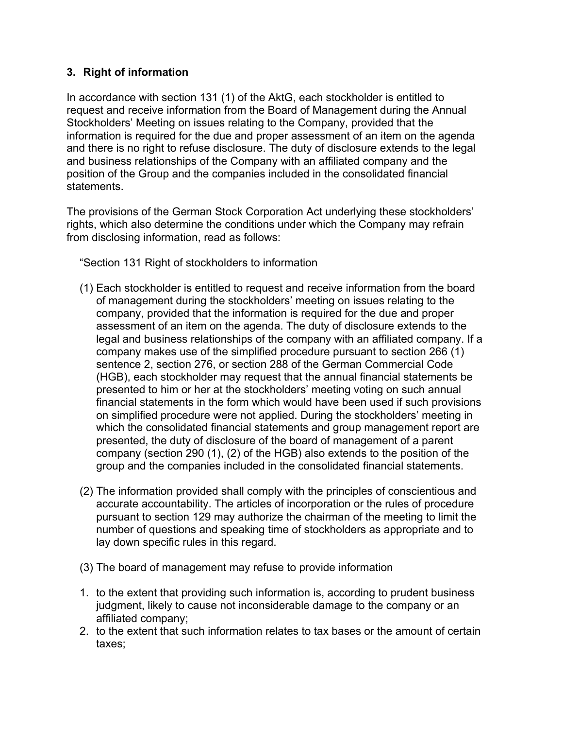## 3. Right of information

In accordance with section 131 (1) of the AktG, each stockholder is entitled to request and receive information from the Board of Management during the Annual Stockholders' Meeting on issues relating to the Company, provided that the information is required for the due and proper assessment of an item on the agenda and there is no right to refuse disclosure. The duty of disclosure extends to the legal and business relationships of the Company with an affiliated company and the position of the Group and the companies included in the consolidated financial statements.

The provisions of the German Stock Corporation Act underlying these stockholders' rights, which also determine the conditions under which the Company may refrain from disclosing information, read as follows:

> "Section 131 Right of stockholders to information
>
> (1) Each stockholder is entitled to request and receive information from the board of management during the stockholders' meeting on issues relating to the company, provided that the information is required for the due and proper assessment of an item on the agenda. The duty of disclosure extends to the legal and business relationships of the company with an affiliated company. If a company makes use of the simplified procedure pursuant to section 266 (1) sentence 2, section 276, or section 288 of the German Commercial Code (HGB), each stockholder may request that the annual financial statements be presented to him or her at the stockholders' meeting voting on such annual financial statements in the form which would have been used if such provisions on simplified procedure were not applied. During the stockholders' meeting in which the consolidated financial statements and group management report are presented, the duty of disclosure of the board of management of a parent company (section 290 (1), (2) of the HGB) also extends to the position of the group and the companies included in the consolidated financial statements.
>
> (2) The information provided shall comply with the principles of conscientious and accurate accountability. The articles of incorporation or the rules of procedure pursuant to section 129 may authorize the chairman of the meeting to limit the number of questions and speaking time of stockholders as appropriate and to lay down specific rules in this regard.
>
> (3) The board of management may refuse to provide information
>
> 1. to the extent that providing such information is, according to prudent business judgment, likely to cause not inconsiderable damage to the company or an affiliated company;
> 2. to the extent that such information relates to tax bases or the amount of certain taxes;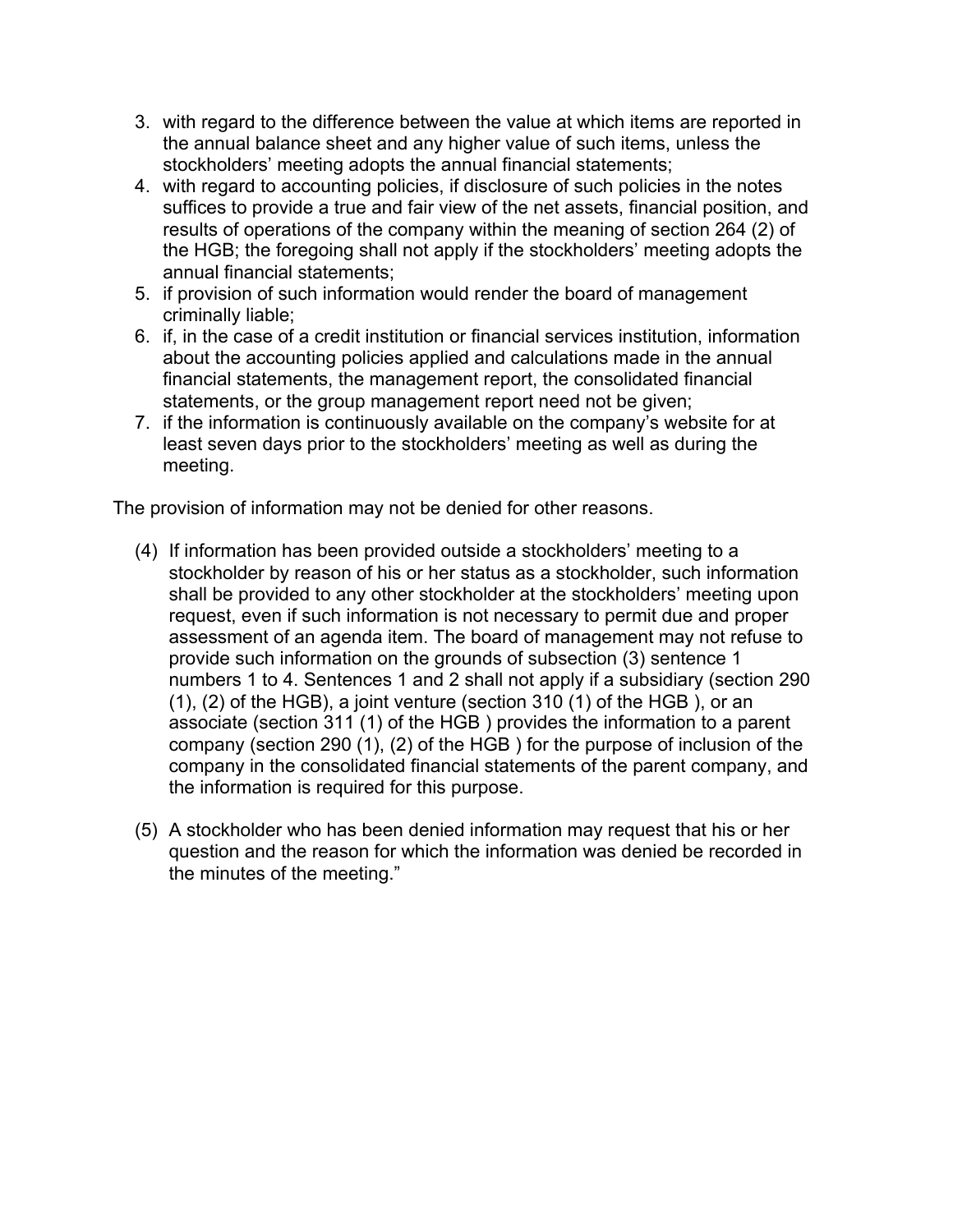3. with regard to the difference between the value at which items are reported in the annual balance sheet and any higher value of such items, unless the stockholders' meeting adopts the annual financial statements;
4. with regard to accounting policies, if disclosure of such policies in the notes suffices to provide a true and fair view of the net assets, financial position, and results of operations of the company within the meaning of section 264 (2) of the HGB; the foregoing shall not apply if the stockholders' meeting adopts the annual financial statements;
5. if provision of such information would render the board of management criminally liable;
6. if, in the case of a credit institution or financial services institution, information about the accounting policies applied and calculations made in the annual financial statements, the management report, the consolidated financial statements, or the group management report need not be given;
7. if the information is continuously available on the company's website for at least seven days prior to the stockholders' meeting as well as during the meeting.

The provision of information may not be denied for other reasons.

(4) If information has been provided outside a stockholders' meeting to a stockholder by reason of his or her status as a stockholder, such information shall be provided to any other stockholder at the stockholders' meeting upon request, even if such information is not necessary to permit due and proper assessment of an agenda item. The board of management may not refuse to provide such information on the grounds of subsection (3) sentence 1 numbers 1 to 4. Sentences 1 and 2 shall not apply if a subsidiary (section 290 (1), (2) of the HGB), a joint venture (section 310 (1) of the HGB ), or an associate (section 311 (1) of the HGB ) provides the information to a parent company (section 290 (1), (2) of the HGB ) for the purpose of inclusion of the company in the consolidated financial statements of the parent company, and the information is required for this purpose.

(5) A stockholder who has been denied information may request that his or her question and the reason for which the information was denied be recorded in the minutes of the meeting."